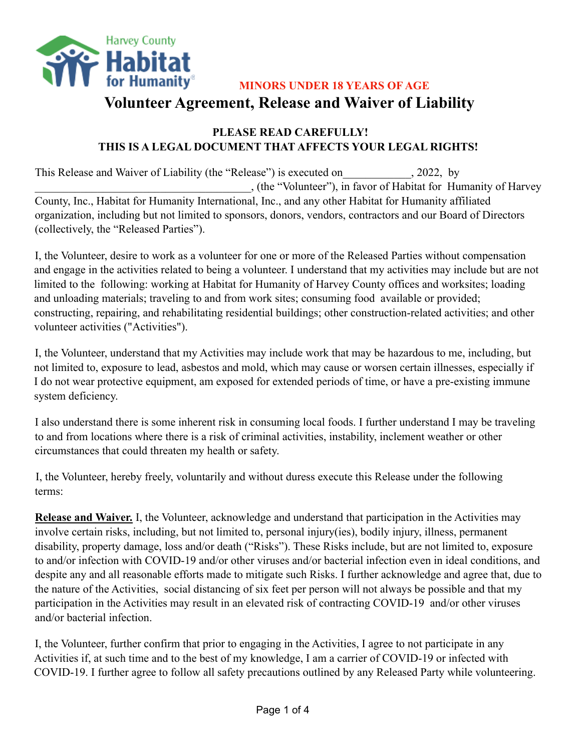Harvey County Habitat for Humanity

**MINORS UNDER 18 YEARS OF AGE**

# Volunteer Agreement, Release and Waiver of Liability

**PLEASE READ CAREFULLY!**
**THIS IS A LEGAL DOCUMENT THAT AFFECTS YOUR LEGAL RIGHTS!**

This Release and Waiver of Liability (the "Release") is executed on____________, 2022, by ______________________________________, (the "Volunteer"), in favor of Habitat for Humanity of Harvey County, Inc., Habitat for Humanity International, Inc., and any other Habitat for Humanity affiliated organization, including but not limited to sponsors, donors, vendors, contractors and our Board of Directors (collectively, the "Released Parties").

I, the Volunteer, desire to work as a volunteer for one or more of the Released Parties without compensation and engage in the activities related to being a volunteer. I understand that my activities may include but are not limited to the following: working at Habitat for Humanity of Harvey County offices and worksites; loading and unloading materials; traveling to and from work sites; consuming food available or provided; constructing, repairing, and rehabilitating residential buildings; other construction-related activities; and other volunteer activities ("Activities").

I, the Volunteer, understand that my Activities may include work that may be hazardous to me, including, but not limited to, exposure to lead, asbestos and mold, which may cause or worsen certain illnesses, especially if I do not wear protective equipment, am exposed for extended periods of time, or have a pre-existing immune system deficiency.

I also understand there is some inherent risk in consuming local foods. I further understand I may be traveling to and from locations where there is a risk of criminal activities, instability, inclement weather or other circumstances that could threaten my health or safety.

I, the Volunteer, hereby freely, voluntarily and without duress execute this Release under the following terms:

**Release and Waiver.** I, the Volunteer, acknowledge and understand that participation in the Activities may involve certain risks, including, but not limited to, personal injury(ies), bodily injury, illness, permanent disability, property damage, loss and/or death ("Risks"). These Risks include, but are not limited to, exposure to and/or infection with COVID-19 and/or other viruses and/or bacterial infection even in ideal conditions, and despite any and all reasonable efforts made to mitigate such Risks. I further acknowledge and agree that, due to the nature of the Activities, social distancing of six feet per person will not always be possible and that my participation in the Activities may result in an elevated risk of contracting COVID-19 and/or other viruses and/or bacterial infection.

I, the Volunteer, further confirm that prior to engaging in the Activities, I agree to not participate in any Activities if, at such time and to the best of my knowledge, I am a carrier of COVID-19 or infected with COVID-19. I further agree to follow all safety precautions outlined by any Released Party while volunteering.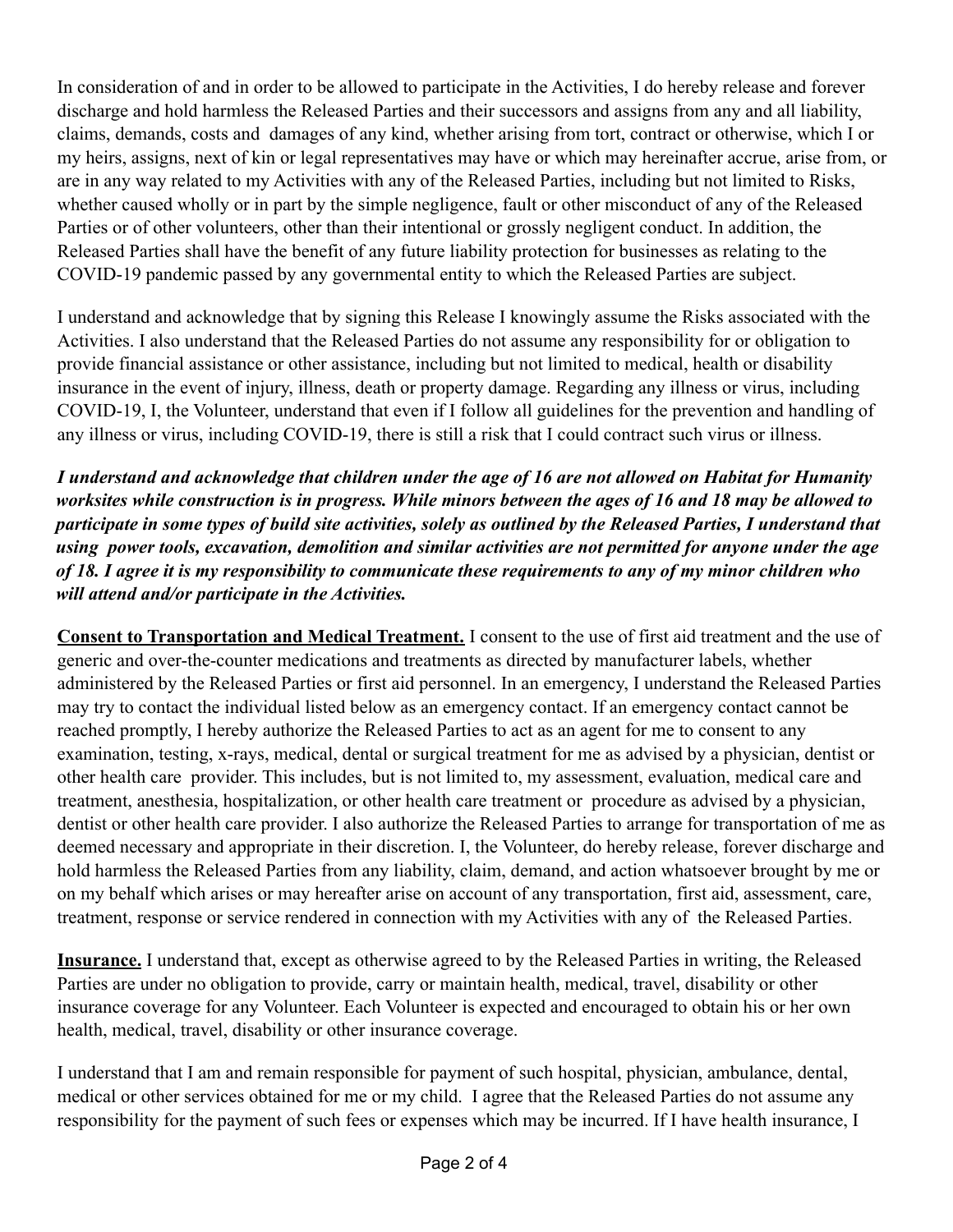In consideration of and in order to be allowed to participate in the Activities, I do hereby release and forever discharge and hold harmless the Released Parties and their successors and assigns from any and all liability, claims, demands, costs and damages of any kind, whether arising from tort, contract or otherwise, which I or my heirs, assigns, next of kin or legal representatives may have or which may hereinafter accrue, arise from, or are in any way related to my Activities with any of the Released Parties, including but not limited to Risks, whether caused wholly or in part by the simple negligence, fault or other misconduct of any of the Released Parties or of other volunteers, other than their intentional or grossly negligent conduct. In addition, the Released Parties shall have the benefit of any future liability protection for businesses as relating to the COVID-19 pandemic passed by any governmental entity to which the Released Parties are subject.

I understand and acknowledge that by signing this Release I knowingly assume the Risks associated with the Activities. I also understand that the Released Parties do not assume any responsibility for or obligation to provide financial assistance or other assistance, including but not limited to medical, health or disability insurance in the event of injury, illness, death or property damage. Regarding any illness or virus, including COVID-19, I, the Volunteer, understand that even if I follow all guidelines for the prevention and handling of any illness or virus, including COVID-19, there is still a risk that I could contract such virus or illness.

***I understand and acknowledge that children under the age of 16 are not allowed on Habitat for Humanity worksites while construction is in progress. While minors between the ages of 16 and 18 may be allowed to participate in some types of build site activities, solely as outlined by the Released Parties, I understand that using power tools, excavation, demolition and similar activities are not permitted for anyone under the age of 18. I agree it is my responsibility to communicate these requirements to any of my minor children who will attend and/or participate in the Activities.***

**Consent to Transportation and Medical Treatment.** I consent to the use of first aid treatment and the use of generic and over-the-counter medications and treatments as directed by manufacturer labels, whether administered by the Released Parties or first aid personnel. In an emergency, I understand the Released Parties may try to contact the individual listed below as an emergency contact. If an emergency contact cannot be reached promptly, I hereby authorize the Released Parties to act as an agent for me to consent to any examination, testing, x-rays, medical, dental or surgical treatment for me as advised by a physician, dentist or other health care provider. This includes, but is not limited to, my assessment, evaluation, medical care and treatment, anesthesia, hospitalization, or other health care treatment or procedure as advised by a physician, dentist or other health care provider. I also authorize the Released Parties to arrange for transportation of me as deemed necessary and appropriate in their discretion. I, the Volunteer, do hereby release, forever discharge and hold harmless the Released Parties from any liability, claim, demand, and action whatsoever brought by me or on my behalf which arises or may hereafter arise on account of any transportation, first aid, assessment, care, treatment, response or service rendered in connection with my Activities with any of the Released Parties.

**Insurance.** I understand that, except as otherwise agreed to by the Released Parties in writing, the Released Parties are under no obligation to provide, carry or maintain health, medical, travel, disability or other insurance coverage for any Volunteer. Each Volunteer is expected and encouraged to obtain his or her own health, medical, travel, disability or other insurance coverage.

I understand that I am and remain responsible for payment of such hospital, physician, ambulance, dental, medical or other services obtained for me or my child. I agree that the Released Parties do not assume any responsibility for the payment of such fees or expenses which may be incurred. If I have health insurance, I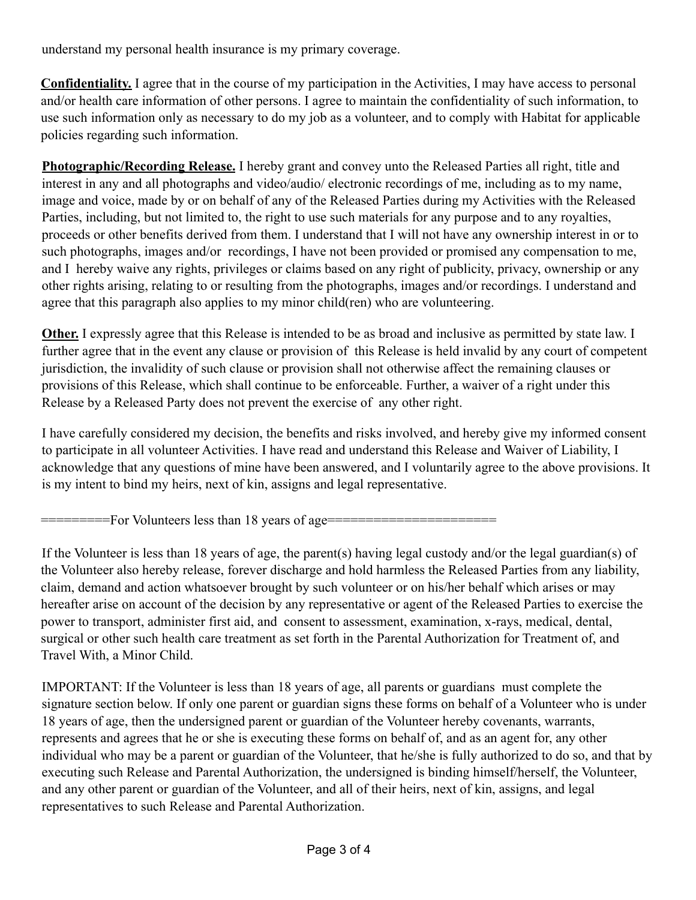understand my personal health insurance is my primary coverage.

**Confidentiality.** I agree that in the course of my participation in the Activities, I may have access to personal and/or health care information of other persons. I agree to maintain the confidentiality of such information, to use such information only as necessary to do my job as a volunteer, and to comply with Habitat for applicable policies regarding such information.

**Photographic/Recording Release.** I hereby grant and convey unto the Released Parties all right, title and interest in any and all photographs and video/audio/ electronic recordings of me, including as to my name, image and voice, made by or on behalf of any of the Released Parties during my Activities with the Released Parties, including, but not limited to, the right to use such materials for any purpose and to any royalties, proceeds or other benefits derived from them. I understand that I will not have any ownership interest in or to such photographs, images and/or recordings, I have not been provided or promised any compensation to me, and I hereby waive any rights, privileges or claims based on any right of publicity, privacy, ownership or any other rights arising, relating to or resulting from the photographs, images and/or recordings. I understand and agree that this paragraph also applies to my minor child(ren) who are volunteering.

**Other.** I expressly agree that this Release is intended to be as broad and inclusive as permitted by state law. I further agree that in the event any clause or provision of this Release is held invalid by any court of competent jurisdiction, the invalidity of such clause or provision shall not otherwise affect the remaining clauses or provisions of this Release, which shall continue to be enforceable. Further, a waiver of a right under this Release by a Released Party does not prevent the exercise of any other right.

I have carefully considered my decision, the benefits and risks involved, and hereby give my informed consent to participate in all volunteer Activities. I have read and understand this Release and Waiver of Liability, I acknowledge that any questions of mine have been answered, and I voluntarily agree to the above provisions. It is my intent to bind my heirs, next of kin, assigns and legal representative.

=========For Volunteers less than 18 years of age=====================

If the Volunteer is less than 18 years of age, the parent(s) having legal custody and/or the legal guardian(s) of the Volunteer also hereby release, forever discharge and hold harmless the Released Parties from any liability, claim, demand and action whatsoever brought by such volunteer or on his/her behalf which arises or may hereafter arise on account of the decision by any representative or agent of the Released Parties to exercise the power to transport, administer first aid, and consent to assessment, examination, x-rays, medical, dental, surgical or other such health care treatment as set forth in the Parental Authorization for Treatment of, and Travel With, a Minor Child.

IMPORTANT: If the Volunteer is less than 18 years of age, all parents or guardians must complete the signature section below. If only one parent or guardian signs these forms on behalf of a Volunteer who is under 18 years of age, then the undersigned parent or guardian of the Volunteer hereby covenants, warrants, represents and agrees that he or she is executing these forms on behalf of, and as an agent for, any other individual who may be a parent or guardian of the Volunteer, that he/she is fully authorized to do so, and that by executing such Release and Parental Authorization, the undersigned is binding himself/herself, the Volunteer, and any other parent or guardian of the Volunteer, and all of their heirs, next of kin, assigns, and legal representatives to such Release and Parental Authorization.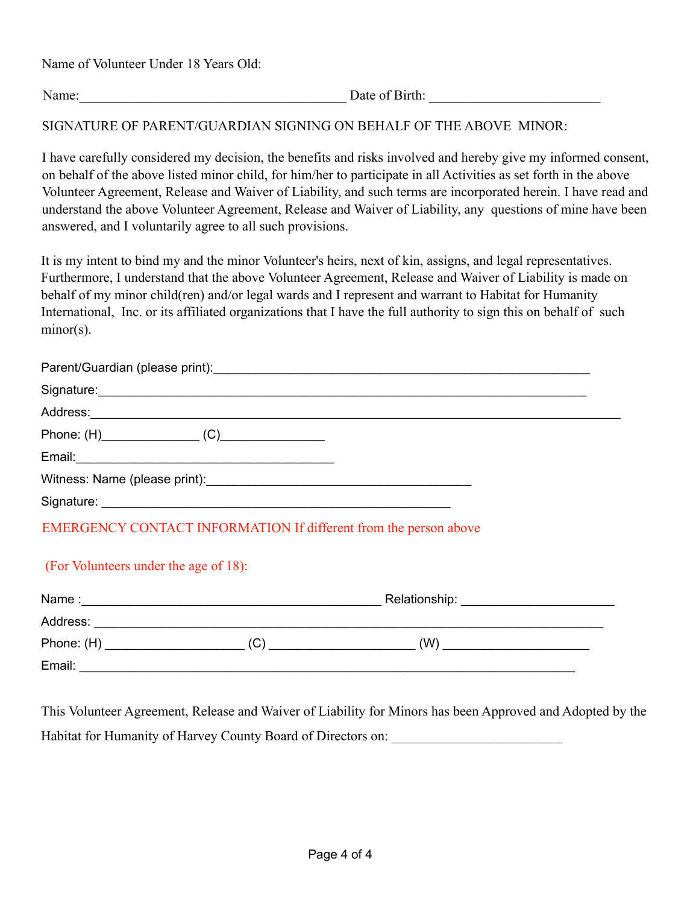Name of Volunteer Under 18 Years Old:

Name:_______________________________________ Date of Birth: _________________________

SIGNATURE OF PARENT/GUARDIAN SIGNING ON BEHALF OF THE ABOVE MINOR:

I have carefully considered my decision, the benefits and risks involved and hereby give my informed consent, on behalf of the above listed minor child, for him/her to participate in all Activities as set forth in the above Volunteer Agreement, Release and Waiver of Liability, and such terms are incorporated herein. I have read and understand the above Volunteer Agreement, Release and Waiver of Liability, any questions of mine have been answered, and I voluntarily agree to all such provisions.

It is my intent to bind my and the minor Volunteer's heirs, next of kin, assigns, and legal representatives. Furthermore, I understand that the above Volunteer Agreement, Release and Waiver of Liability is made on behalf of my minor child(ren) and/or legal wards and I represent and warrant to Habitat for Humanity International, Inc. or its affiliated organizations that I have the full authority to sign this on behalf of such minor(s).

Parent/Guardian (please print):_______________________________________________________

Signature:_________________________________________________________________________

Address:_____________________________________________________________________________

Phone: (H)______________ (C)_______________

Email:_______________________________________

Witness: Name (please print):_______________________________________

Signature: _________________________________________________

EMERGENCY CONTACT INFORMATION If different from the person above

(For Volunteers under the age of 18):

Name :____________________________________________ Relationship: ______________________

Address: ___________________________________________________________________________

Phone: (H) ____________________ (C) _____________________ (W) _____________________

Email: _______________________________________________________________________

This Volunteer Agreement, Release and Waiver of Liability for Minors has been Approved and Adopted by the Habitat for Humanity of Harvey County Board of Directors on: _________________________